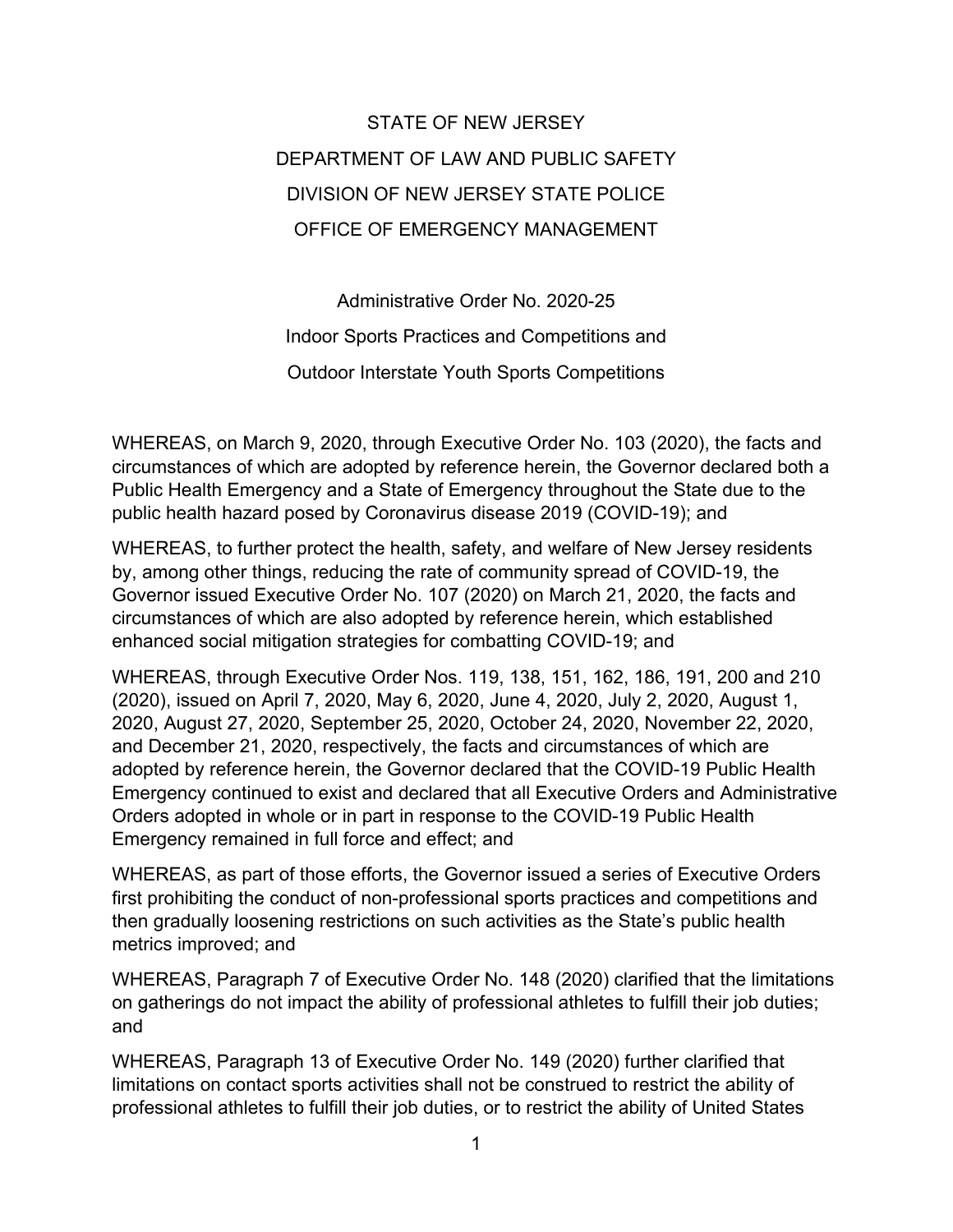STATE OF NEW JERSEY

DEPARTMENT OF LAW AND PUBLIC SAFETY

DIVISION OF NEW JERSEY STATE POLICE

OFFICE OF EMERGENCY MANAGEMENT

Administrative Order No. 2020-25

Indoor Sports Practices and Competitions and

Outdoor Interstate Youth Sports Competitions

WHEREAS, on March 9, 2020, through Executive Order No. 103 (2020), the facts and circumstances of which are adopted by reference herein, the Governor declared both a Public Health Emergency and a State of Emergency throughout the State due to the public health hazard posed by Coronavirus disease 2019 (COVID-19); and

WHEREAS, to further protect the health, safety, and welfare of New Jersey residents by, among other things, reducing the rate of community spread of COVID-19, the Governor issued Executive Order No. 107 (2020) on March 21, 2020, the facts and circumstances of which are also adopted by reference herein, which established enhanced social mitigation strategies for combatting COVID-19; and

WHEREAS, through Executive Order Nos. 119, 138, 151, 162, 186, 191, 200 and 210 (2020), issued on April 7, 2020, May 6, 2020, June 4, 2020, July 2, 2020, August 1, 2020, August 27, 2020, September 25, 2020, October 24, 2020, November 22, 2020, and December 21, 2020, respectively, the facts and circumstances of which are adopted by reference herein, the Governor declared that the COVID-19 Public Health Emergency continued to exist and declared that all Executive Orders and Administrative Orders adopted in whole or in part in response to the COVID-19 Public Health Emergency remained in full force and effect; and

WHEREAS, as part of those efforts, the Governor issued a series of Executive Orders first prohibiting the conduct of non-professional sports practices and competitions and then gradually loosening restrictions on such activities as the State's public health metrics improved; and

WHEREAS, Paragraph 7 of Executive Order No. 148 (2020) clarified that the limitations on gatherings do not impact the ability of professional athletes to fulfill their job duties; and

WHEREAS, Paragraph 13 of Executive Order No. 149 (2020) further clarified that limitations on contact sports activities shall not be construed to restrict the ability of professional athletes to fulfill their job duties, or to restrict the ability of United States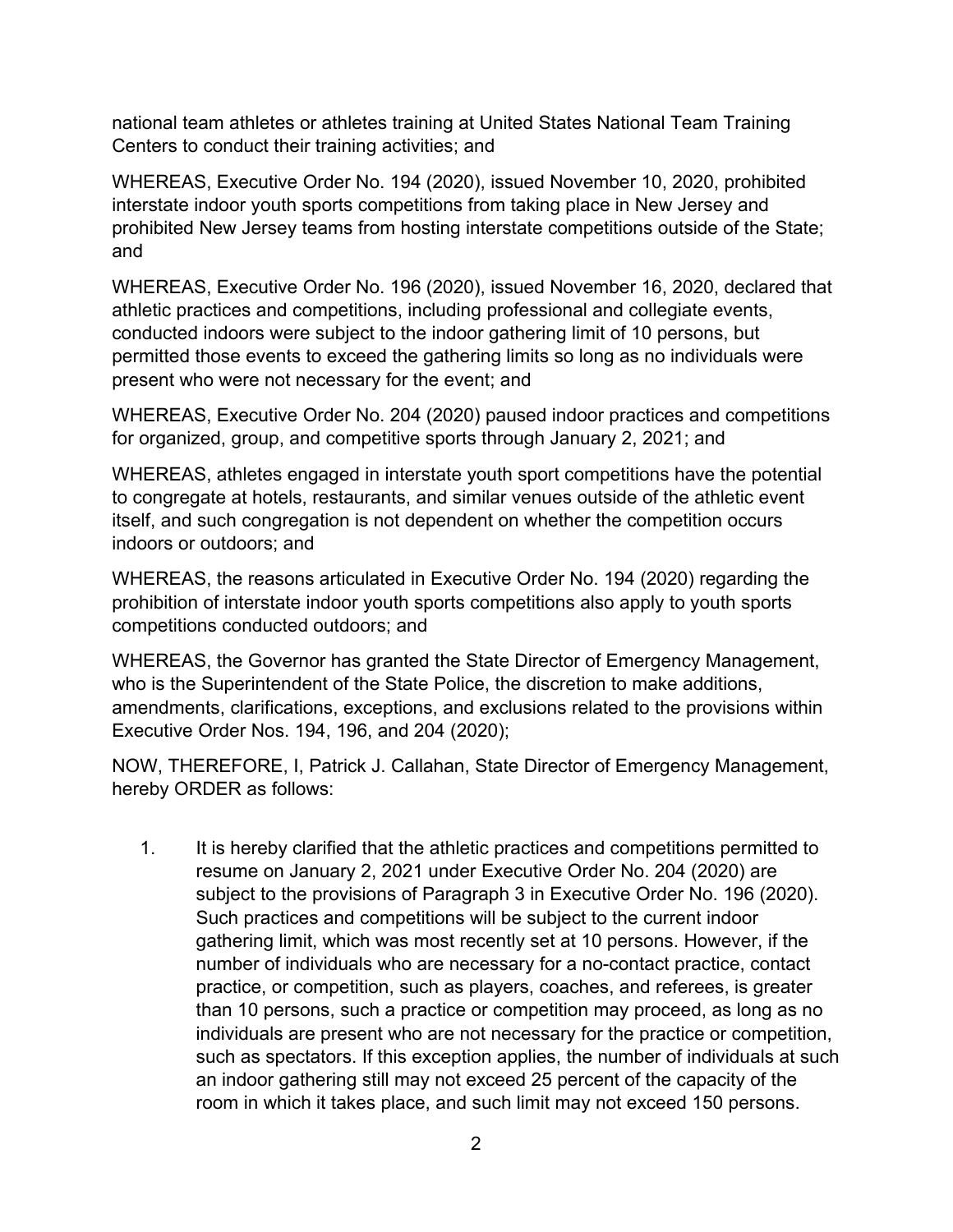national team athletes or athletes training at United States National Team Training Centers to conduct their training activities; and

WHEREAS, Executive Order No. 194 (2020), issued November 10, 2020, prohibited interstate indoor youth sports competitions from taking place in New Jersey and prohibited New Jersey teams from hosting interstate competitions outside of the State; and

WHEREAS, Executive Order No. 196 (2020), issued November 16, 2020, declared that athletic practices and competitions, including professional and collegiate events, conducted indoors were subject to the indoor gathering limit of 10 persons, but permitted those events to exceed the gathering limits so long as no individuals were present who were not necessary for the event; and

WHEREAS, Executive Order No. 204 (2020) paused indoor practices and competitions for organized, group, and competitive sports through January 2, 2021; and

WHEREAS, athletes engaged in interstate youth sport competitions have the potential to congregate at hotels, restaurants, and similar venues outside of the athletic event itself, and such congregation is not dependent on whether the competition occurs indoors or outdoors; and

WHEREAS, the reasons articulated in Executive Order No. 194 (2020) regarding the prohibition of interstate indoor youth sports competitions also apply to youth sports competitions conducted outdoors; and

WHEREAS, the Governor has granted the State Director of Emergency Management, who is the Superintendent of the State Police, the discretion to make additions, amendments, clarifications, exceptions, and exclusions related to the provisions within Executive Order Nos. 194, 196, and 204 (2020);

NOW, THEREFORE, I, Patrick J. Callahan, State Director of Emergency Management, hereby ORDER as follows:

1. It is hereby clarified that the athletic practices and competitions permitted to resume on January 2, 2021 under Executive Order No. 204 (2020) are subject to the provisions of Paragraph 3 in Executive Order No. 196 (2020). Such practices and competitions will be subject to the current indoor gathering limit, which was most recently set at 10 persons. However, if the number of individuals who are necessary for a no-contact practice, contact practice, or competition, such as players, coaches, and referees, is greater than 10 persons, such a practice or competition may proceed, as long as no individuals are present who are not necessary for the practice or competition, such as spectators. If this exception applies, the number of individuals at such an indoor gathering still may not exceed 25 percent of the capacity of the room in which it takes place, and such limit may not exceed 150 persons.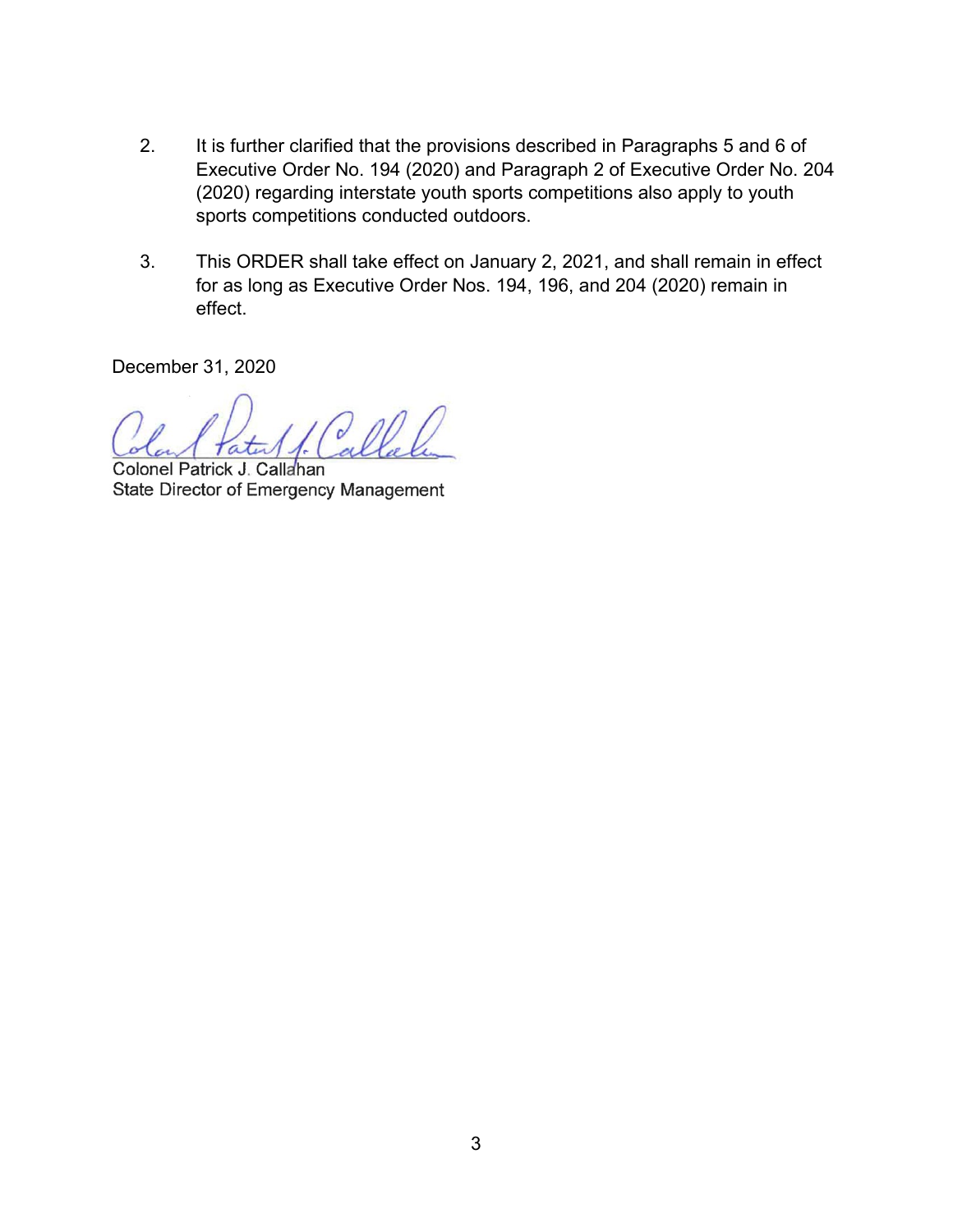2. It is further clarified that the provisions described in Paragraphs 5 and 6 of Executive Order No. 194 (2020) and Paragraph 2 of Executive Order No. 204 (2020) regarding interstate youth sports competitions also apply to youth sports competitions conducted outdoors.

3. This ORDER shall take effect on January 2, 2021, and shall remain in effect for as long as Executive Order Nos. 194, 196, and 204 (2020) remain in effect.

December 31, 2020

Colonel Patrick J. Callahan
State Director of Emergency Management